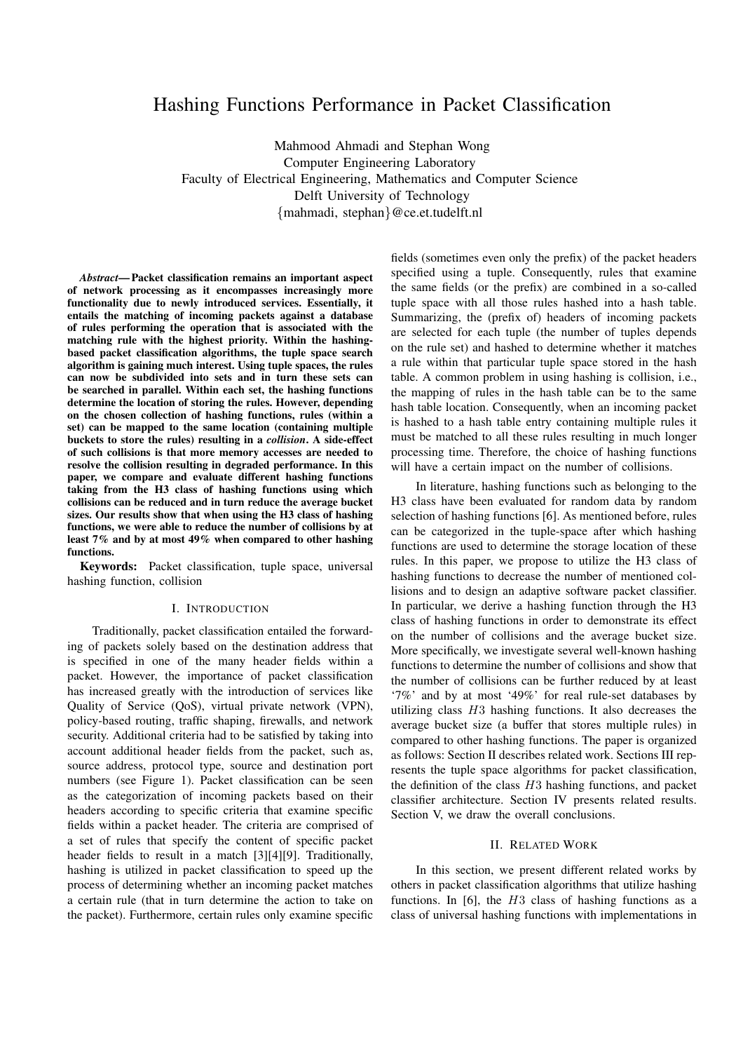# Hashing Functions Performance in Packet Classification

Mahmood Ahmadi and Stephan Wong
Computer Engineering Laboratory
Faculty of Electrical Engineering, Mathematics and Computer Science
Delft University of Technology
{mahmadi, stephan}@ce.et.tudelft.nl

***Abstract*— Packet classification remains an important aspect of network processing as it encompasses increasingly more functionality due to newly introduced services. Essentially, it entails the matching of incoming packets against a database of rules performing the operation that is associated with the matching rule with the highest priority. Within the hashing-based packet classification algorithms, the tuple space search algorithm is gaining much interest. Using tuple spaces, the rules can now be subdivided into sets and in turn these sets can be searched in parallel. Within each set, the hashing functions determine the location of storing the rules. However, depending on the chosen collection of hashing functions, rules (within a set) can be mapped to the same location (containing multiple buckets to store the rules) resulting in a *collision*. A side-effect of such collisions is that more memory accesses are needed to resolve the collision resulting in degraded performance. In this paper, we compare and evaluate different hashing functions taking from the H3 class of hashing functions using which collisions can be reduced and in turn reduce the average bucket sizes. Our results show that when using the H3 class of hashing functions, we were able to reduce the number of collisions by at least 7% and by at most 49% when compared to other hashing functions.**

**Keywords:** Packet classification, tuple space, universal hashing function, collision

## I. Introduction

Traditionally, packet classification entailed the forwarding of packets solely based on the destination address that is specified in one of the many header fields within a packet. However, the importance of packet classification has increased greatly with the introduction of services like Quality of Service (QoS), virtual private network (VPN), policy-based routing, traffic shaping, firewalls, and network security. Additional criteria had to be satisfied by taking into account additional header fields from the packet, such as, source address, protocol type, source and destination port numbers (see Figure 1). Packet classification can be seen as the categorization of incoming packets based on their headers according to specific criteria that examine specific fields within a packet header. The criteria are comprised of a set of rules that specify the content of specific packet header fields to result in a match [3][4][9]. Traditionally, hashing is utilized in packet classification to speed up the process of determining whether an incoming packet matches a certain rule (that in turn determine the action to take on the packet). Furthermore, certain rules only examine specific fields (sometimes even only the prefix) of the packet headers specified using a tuple. Consequently, rules that examine the same fields (or the prefix) are combined in a so-called tuple space with all those rules hashed into a hash table. Summarizing, the (prefix of) headers of incoming packets are selected for each tuple (the number of tuples depends on the rule set) and hashed to determine whether it matches a rule within that particular tuple space stored in the hash table. A common problem in using hashing is collision, i.e., the mapping of rules in the hash table can be to the same hash table location. Consequently, when an incoming packet is hashed to a hash table entry containing multiple rules it must be matched to all these rules resulting in much longer processing time. Therefore, the choice of hashing functions will have a certain impact on the number of collisions.

In literature, hashing functions such as belonging to the H3 class have been evaluated for random data by random selection of hashing functions [6]. As mentioned before, rules can be categorized in the tuple-space after which hashing functions are used to determine the storage location of these rules. In this paper, we propose to utilize the H3 class of hashing functions to decrease the number of mentioned collisions and to design an adaptive software packet classifier. In particular, we derive a hashing function through the H3 class of hashing functions in order to demonstrate its effect on the number of collisions and the average bucket size. More specifically, we investigate several well-known hashing functions to determine the number of collisions and show that the number of collisions can be further reduced by at least '7%' and by at most '49%' for real rule-set databases by utilizing class $H3$ hashing functions. It also decreases the average bucket size (a buffer that stores multiple rules) in compared to other hashing functions. The paper is organized as follows: Section II describes related work. Sections III represents the tuple space algorithms for packet classification, the definition of the class $H3$ hashing functions, and packet classifier architecture. Section IV presents related results. Section V, we draw the overall conclusions.

## II. Related Work

In this section, we present different related works by others in packet classification algorithms that utilize hashing functions. In [6], the $H3$ class of hashing functions as a class of universal hashing functions with implementations in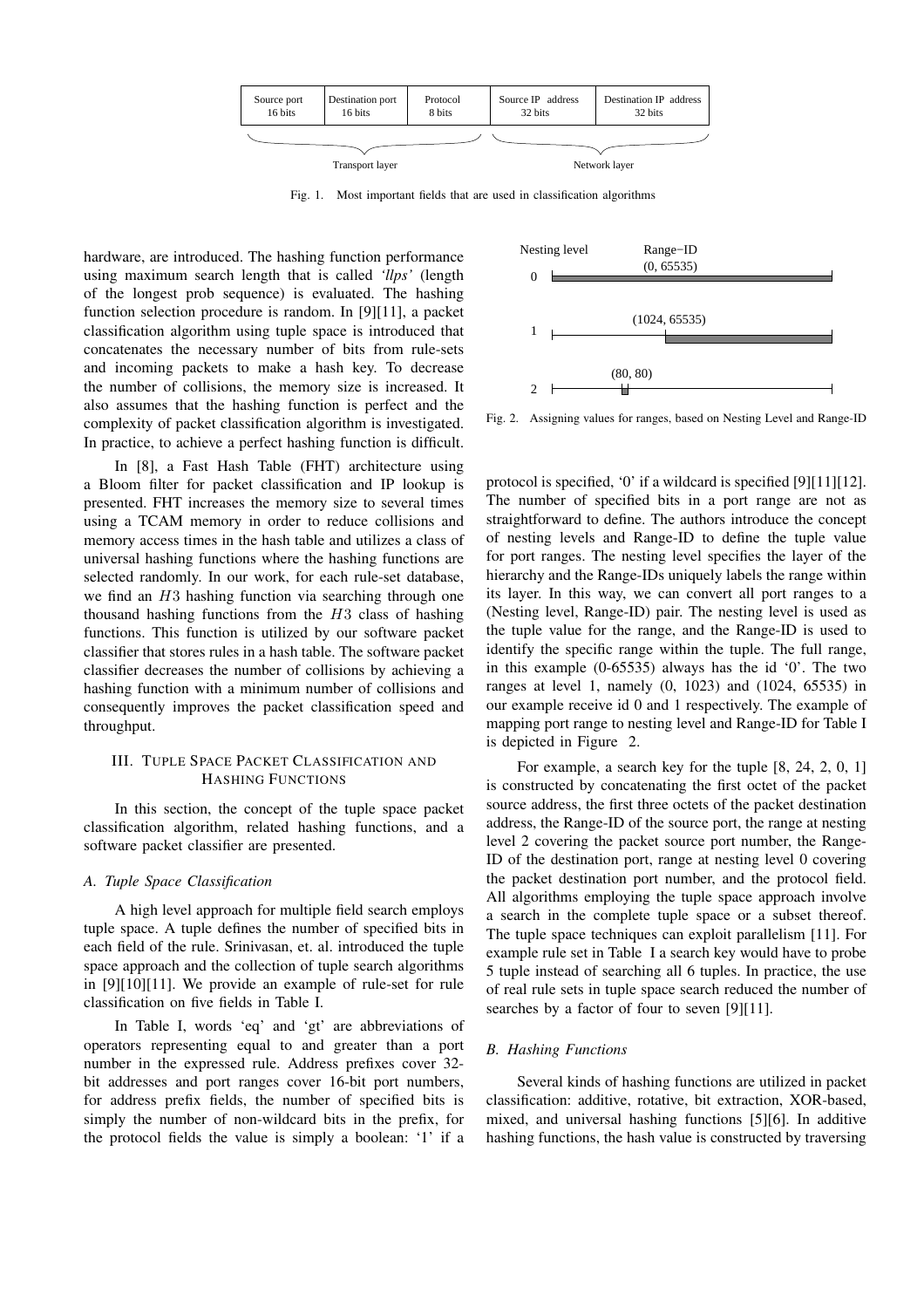Source port
16 bits

Destination port
16 bits

Protocol
8 bits

Source IP address
32 bits

Destination IP address
32 bits

Transport layer

Network layer

Fig. 1. Most important fields that are used in classification algorithms

hardware, are introduced. The hashing function performance using maximum search length that is called *'llps'* (length of the longest prob sequence) is evaluated. The hashing function selection procedure is random. In [9][11], a packet classification algorithm using tuple space is introduced that concatenates the necessary number of bits from rule-sets and incoming packets to make a hash key. To decrease the number of collisions, the memory size is increased. It also assumes that the hashing function is perfect and the complexity of packet classification algorithm is investigated. In practice, to achieve a perfect hashing function is difficult.

In [8], a Fast Hash Table (FHT) architecture using a Bloom filter for packet classification and IP lookup is presented. FHT increases the memory size to several times using a TCAM memory in order to reduce collisions and memory access times in the hash table and utilizes a class of universal hashing functions where the hashing functions are selected randomly. In our work, for each rule-set database, we find an $H3$ hashing function via searching through one thousand hashing functions from the $H3$ class of hashing functions. This function is utilized by our software packet classifier that stores rules in a hash table. The software packet classifier decreases the number of collisions by achieving a hashing function with a minimum number of collisions and consequently improves the packet classification speed and throughput.

## III. Tuple Space Packet Classification and Hashing Functions

In this section, the concept of the tuple space packet classification algorithm, related hashing functions, and a software packet classifier are presented.

### A. Tuple Space Classification

A high level approach for multiple field search employs tuple space. A tuple defines the number of specified bits in each field of the rule. Srinivasan, et. al. introduced the tuple space approach and the collection of tuple search algorithms in [9][10][11]. We provide an example of rule-set for rule classification on five fields in Table I.

In Table I, words 'eq' and 'gt' are abbreviations of operators representing equal to and greater than a port number in the expressed rule. Address prefixes cover 32-bit addresses and port ranges cover 16-bit port numbers, for address prefix fields, the number of specified bits is simply the number of non-wildcard bits in the prefix, for the protocol fields the value is simply a boolean: '1' if a

Nesting level

Range−ID

(0, 65535)

0

(1024, 65535)

1

(80, 80)

2

Fig. 2. Assigning values for ranges, based on Nesting Level and Range-ID

protocol is specified, '0' if a wildcard is specified [9][11][12]. The number of specified bits in a port range are not as straightforward to define. The authors introduce the concept of nesting levels and Range-ID to define the tuple value for port ranges. The nesting level specifies the layer of the hierarchy and the Range-IDs uniquely labels the range within its layer. In this way, we can convert all port ranges to a (Nesting level, Range-ID) pair. The nesting level is used as the tuple value for the range, and the Range-ID is used to identify the specific range within the tuple. The full range, in this example (0-65535) always has the id '0'. The two ranges at level 1, namely (0, 1023) and (1024, 65535) in our example receive id 0 and 1 respectively. The example of mapping port range to nesting level and Range-ID for Table I is depicted in Figure 2.

For example, a search key for the tuple [8, 24, 2, 0, 1] is constructed by concatenating the first octet of the packet source address, the first three octets of the packet destination address, the Range-ID of the source port, the range at nesting level 2 covering the packet source port number, the Range-ID of the destination port, range at nesting level 0 covering the packet destination port number, and the protocol field. All algorithms employing the tuple space approach involve a search in the complete tuple space or a subset thereof. The tuple space techniques can exploit parallelism [11]. For example rule set in Table I a search key would have to probe 5 tuple instead of searching all 6 tuples. In practice, the use of real rule sets in tuple space search reduced the number of searches by a factor of four to seven [9][11].

### B. Hashing Functions

Several kinds of hashing functions are utilized in packet classification: additive, rotative, bit extraction, XOR-based, mixed, and universal hashing functions [5][6]. In additive hashing functions, the hash value is constructed by traversing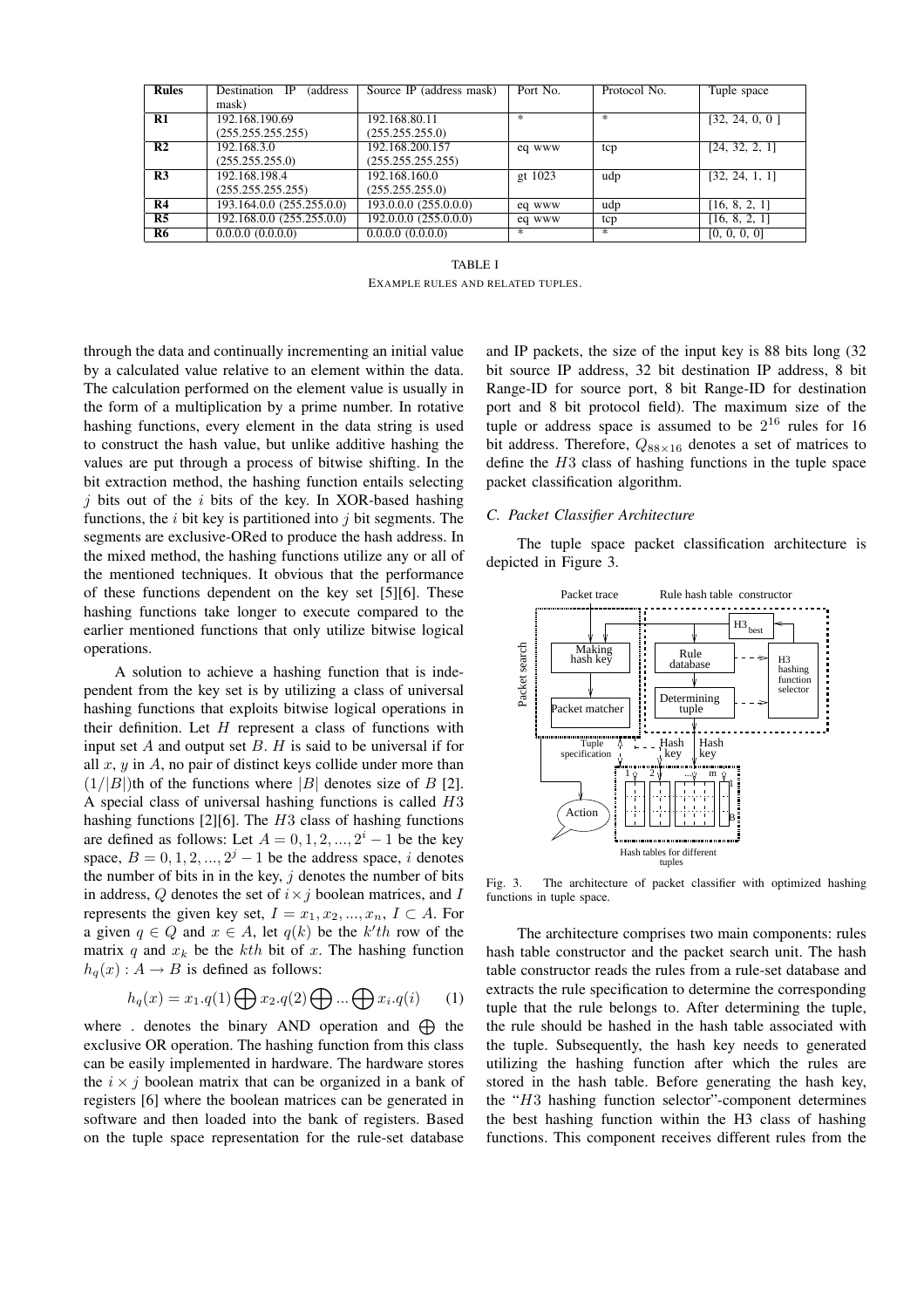| Rules | Destination IP (address mask) | Source IP (address mask) | Port No. | Protocol No. | Tuple space |
|---|---|---|---|---|---|
| **R1** | 192.168.190.69 (255.255.255.255) | 192.168.80.11 (255.255.255.0) | * | * | [32, 24, 0, 0 ] |
| **R2** | 192.168.3.0 (255.255.255.0) | 192.168.200.157 (255.255.255.255) | eq www | tcp | [24, 32, 2, 1] |
| **R3** | 192.168.198.4 (255.255.255.255) | 192.168.160.0 (255.255.255.0) | gt 1023 | udp | [32, 24, 1, 1] |
| **R4** | 193.164.0.0 (255.255.0.0) | 193.0.0.0 (255.0.0.0) | eq www | udp | [16, 8, 2, 1] |
| **R5** | 192.168.0.0 (255.255.0.0) | 192.0.0.0 (255.0.0.0) | eq www | tcp | [16, 8, 2, 1] |
| **R6** | 0.0.0.0 (0.0.0.0) | 0.0.0.0 (0.0.0.0) | * | * | [0, 0, 0, 0] |

TABLE I
EXAMPLE RULES AND RELATED TUPLES.

through the data and continually incrementing an initial value by a calculated value relative to an element within the data. The calculation performed on the element value is usually in the form of a multiplication by a prime number. In rotative hashing functions, every element in the data string is used to construct the hash value, but unlike additive hashing the values are put through a process of bitwise shifting. In the bit extraction method, the hashing function entails selecting $j$ bits out of the $i$ bits of the key. In XOR-based hashing functions, the $i$ bit key is partitioned into $j$ bit segments. The segments are exclusive-ORed to produce the hash address. In the mixed method, the hashing functions utilize any or all of the mentioned techniques. It obvious that the performance of these functions dependent on the key set [5][6]. These hashing functions take longer to execute compared to the earlier mentioned functions that only utilize bitwise logical operations.

A solution to achieve a hashing function that is independent from the key set is by utilizing a class of universal hashing functions that exploits bitwise logical operations in their definition. Let $H$ represent a class of functions with input set $A$ and output set $B$. $H$ is said to be universal if for all $x$, $y$ in $A$, no pair of distinct keys collide under more than $(1/|B|)$th of the functions where $|B|$ denotes size of $B$ [2]. A special class of universal hashing functions is called $H3$ hashing functions [2][6]. The $H3$ class of hashing functions are defined as follows: Let $A = 0, 1, 2, ..., 2^i - 1$ be the key space, $B = 0, 1, 2, ..., 2^j - 1$ be the address space, $i$ denotes the number of bits in in the key, $j$ denotes the number of bits in address, $Q$ denotes the set of $i \times j$ boolean matrices, and $I$ represents the given key set, $I = x_1, x_2, ..., x_n$, $I \subset A$. For a given $q \in Q$ and $x \in A$, let $q(k)$ be the $k'th$ row of the matrix $q$ and $x_k$ be the $kth$ bit of $x$. The hashing function $h_q(x) : A \rightarrow B$ is defined as follows:

$$h_q(x) = x_1.q(1) \bigoplus x_2.q(2) \bigoplus ... \bigoplus x_i.q(i) \qquad (1)$$

where . denotes the binary AND operation and $\bigoplus$ the exclusive OR operation. The hashing function from this class can be easily implemented in hardware. The hardware stores the $i \times j$ boolean matrix that can be organized in a bank of registers [6] where the boolean matrices can be generated in software and then loaded into the bank of registers. Based on the tuple space representation for the rule-set database and IP packets, the size of the input key is 88 bits long (32 bit source IP address, 32 bit destination IP address, 8 bit Range-ID for source port, 8 bit Range-ID for destination port and 8 bit protocol field). The maximum size of the tuple or address space is assumed to be $2^{16}$ rules for 16 bit address. Therefore, $Q_{88 \times 16}$ denotes a set of matrices to define the $H3$ class of hashing functions in the tuple space packet classification algorithm.

### C. Packet Classifier Architecture

The tuple space packet classification architecture is depicted in Figure 3.

Packet trace
Rule hash table constructor
H3 best
Packet search
Making hash key
Rule database
H3 hashing function selector
Determining tuple
Packet matcher
Tuple specification
Hash key
Hash key
1 2 ... m
Action
Hash tables for different tuples

Fig. 3. The architecture of packet classifier with optimized hashing functions in tuple space.

The architecture comprises two main components: rules hash table constructor and the packet search unit. The hash table constructor reads the rules from a rule-set database and extracts the rule specification to determine the corresponding tuple that the rule belongs to. After determining the tuple, the rule should be hashed in the hash table associated with the tuple. Subsequently, the hash key needs to generated utilizing the hashing function after which the rules are stored in the hash table. Before generating the hash key, the "$H3$ hashing function selector"-component determines the best hashing function within the H3 class of hashing functions. This component receives different rules from the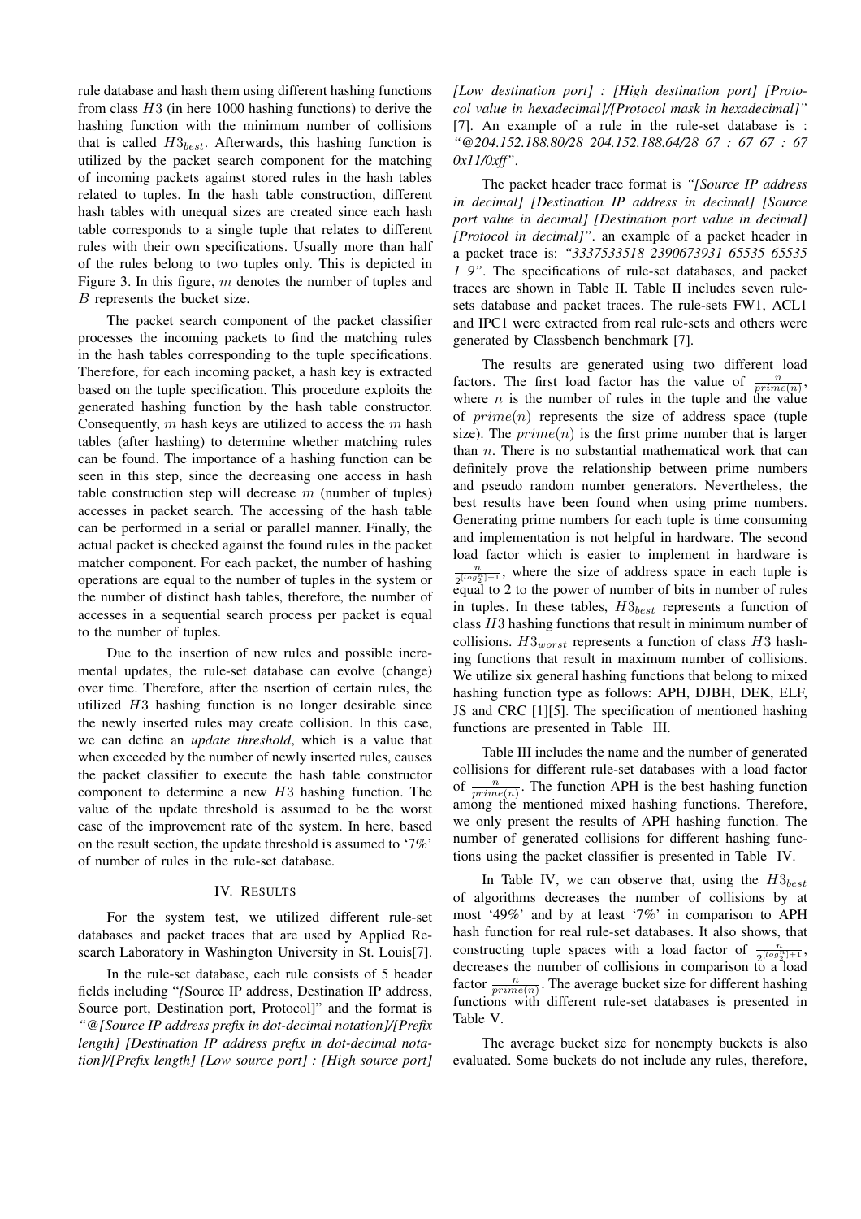rule database and hash them using different hashing functions from class $H3$ (in here 1000 hashing functions) to derive the hashing function with the minimum number of collisions that is called $H3_{best}$. Afterwards, this hashing function is utilized by the packet search component for the matching of incoming packets against stored rules in the hash tables related to tuples. In the hash table construction, different hash tables with unequal sizes are created since each hash table corresponds to a single tuple that relates to different rules with their own specifications. Usually more than half of the rules belong to two tuples only. This is depicted in Figure 3. In this figure, $m$ denotes the number of tuples and $B$ represents the bucket size.

The packet search component of the packet classifier processes the incoming packets to find the matching rules in the hash tables corresponding to the tuple specifications. Therefore, for each incoming packet, a hash key is extracted based on the tuple specification. This procedure exploits the generated hashing function by the hash table constructor. Consequently, $m$ hash keys are utilized to access the $m$ hash tables (after hashing) to determine whether matching rules can be found. The importance of a hashing function can be seen in this step, since the decreasing one access in hash table construction step will decrease $m$ (number of tuples) accesses in packet search. The accessing of the hash table can be performed in a serial or parallel manner. Finally, the actual packet is checked against the found rules in the packet matcher component. For each packet, the number of hashing operations are equal to the number of tuples in the system or the number of distinct hash tables, therefore, the number of accesses in a sequential search process per packet is equal to the number of tuples.

Due to the insertion of new rules and possible incremental updates, the rule-set database can evolve (change) over time. Therefore, after the nsertion of certain rules, the utilized $H3$ hashing function is no longer desirable since the newly inserted rules may create collision. In this case, we can define an *update threshold*, which is a value that when exceeded by the number of newly inserted rules, causes the packet classifier to execute the hash table constructor component to determine a new $H3$ hashing function. The value of the update threshold is assumed to be the worst case of the improvement rate of the system. In here, based on the result section, the update threshold is assumed to '7%' of number of rules in the rule-set database.

## IV. Results

For the system test, we utilized different rule-set databases and packet traces that are used by Applied Research Laboratory in Washington University in St. Louis[7].

In the rule-set database, each rule consists of 5 header fields including "[Source IP address, Destination IP address, Source port, Destination port, Protocol]" and the format is *"@[Source IP address prefix in dot-decimal notation]/[Prefix length] [Destination IP address prefix in dot-decimal notation]/[Prefix length] [Low source port] : [High source port] [Low destination port] : [High destination port] [Protocol value in hexadecimal]/[Protocol mask in hexadecimal]"* [7]. An example of a rule in the rule-set database is : *"@204.152.188.80/28 204.152.188.64/28 67 : 67 67 : 67 0x11/0xff"*.

The packet header trace format is *"[Source IP address in decimal] [Destination IP address in decimal] [Source port value in decimal] [Destination port value in decimal] [Protocol in decimal]"*. an example of a packet header in a packet trace is: *"3337533518 2390673931 65535 65535 1 9"*. The specifications of rule-set databases, and packet traces are shown in Table II. Table II includes seven rule-sets database and packet traces. The rule-sets FW1, ACL1 and IPC1 were extracted from real rule-sets and others were generated by Classbench benchmark [7].

The results are generated using two different load factors. The first load factor has the value of $\frac{n}{prime(n)}$, where $n$ is the number of rules in the tuple and the value of $prime(n)$ represents the size of address space (tuple size). The $prime(n)$ is the first prime number that is larger than $n$. There is no substantial mathematical work that can definitely prove the relationship between prime numbers and pseudo random number generators. Nevertheless, the best results have been found when using prime numbers. Generating prime numbers for each tuple is time consuming and implementation is not helpful in hardware. The second load factor which is easier to implement in hardware is $\frac{n}{2^{\lceil log_2^n \rceil+1}}$, where the size of address space in each tuple is equal to 2 to the power of number of bits in number of rules in tuples. In these tables, $H3_{best}$ represents a function of class $H3$ hashing functions that result in minimum number of collisions. $H3_{worst}$ represents a function of class $H3$ hashing functions that result in maximum number of collisions. We utilize six general hashing functions that belong to mixed hashing function type as follows: APH, DJBH, DEK, ELF, JS and CRC [1][5]. The specification of mentioned hashing functions are presented in Table III.

Table III includes the name and the number of generated collisions for different rule-set databases with a load factor of $\frac{n}{prime(n)}$. The function APH is the best hashing function among the mentioned mixed hashing functions. Therefore, we only present the results of APH hashing function. The number of generated collisions for different hashing functions using the packet classifier is presented in Table IV.

In Table IV, we can observe that, using the $H3_{best}$ of algorithms decreases the number of collisions by at most '49%' and by at least '7%' in comparison to APH hash function for real rule-set databases. It also shows, that constructing tuple spaces with a load factor of $\frac{n}{2^{\lceil log_2^n \rceil+1}}$, decreases the number of collisions in comparison to a load factor $\frac{n}{prime(n)}$. The average bucket size for different hashing functions with different rule-set databases is presented in Table V.

The average bucket size for nonempty buckets is also evaluated. Some buckets do not include any rules, therefore,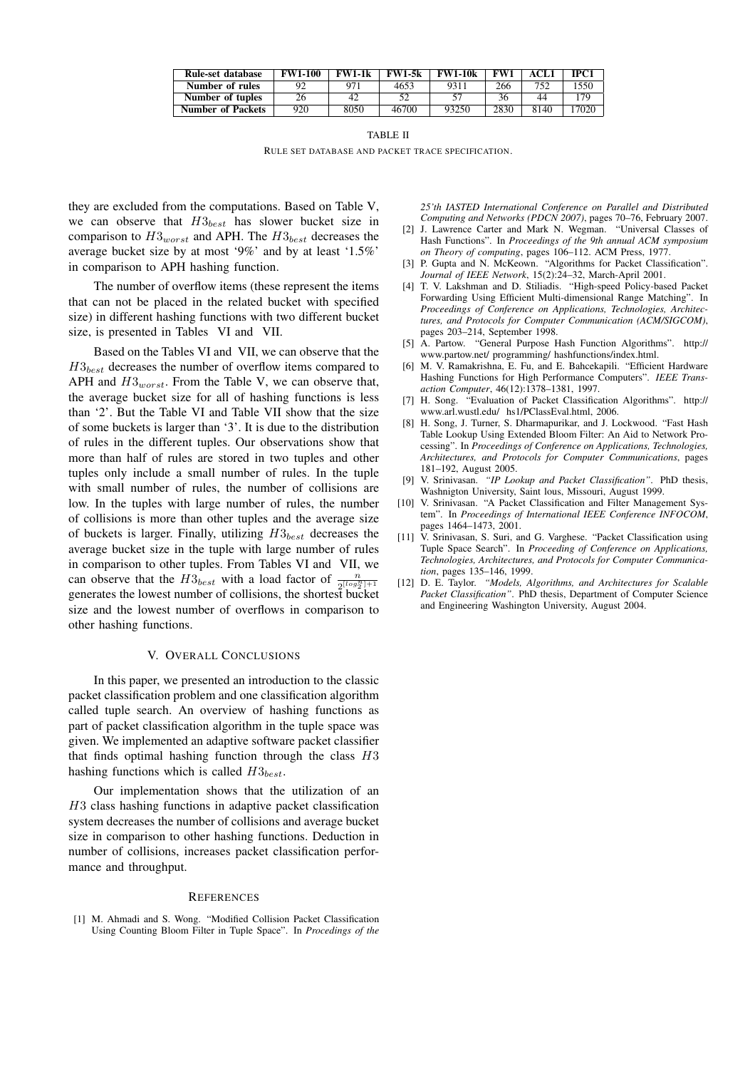| Rule-set database | FW1-100 | FW1-1k | FW1-5k | FW1-10k | FW1 | ACL1 | IPC1 |
|---|---|---|---|---|---|---|---|
| **Number of rules** | 92 | 971 | 4653 | 9311 | 266 | 752 | 1550 |
| **Number of tuples** | 26 | 42 | 52 | 57 | 36 | 44 | 179 |
| **Number of Packets** | 920 | 8050 | 46700 | 93250 | 2830 | 8140 | 17020 |

TABLE II

RULE SET DATABASE AND PACKET TRACE SPECIFICATION.

they are excluded from the computations. Based on Table V, we can observe that $H3_{best}$ has slower bucket size in comparison to $H3_{worst}$ and APH. The $H3_{best}$ decreases the average bucket size by at most '9%' and by at least '1.5%' in comparison to APH hashing function.

The number of overflow items (these represent the items that can not be placed in the related bucket with specified size) in different hashing functions with two different bucket size, is presented in Tables VI and VII.

Based on the Tables VI and VII, we can observe that the $H3_{best}$ decreases the number of overflow items compared to APH and $H3_{worst}$. From the Table V, we can observe that, the average bucket size for all of hashing functions is less than '2'. But the Table VI and Table VII show that the size of some buckets is larger than '3'. It is due to the distribution of rules in the different tuples. Our observations show that more than half of rules are stored in two tuples and other tuples only include a small number of rules. In the tuple with small number of rules, the number of collisions are low. In the tuples with large number of rules, the number of collisions is more than other tuples and the average size of buckets is larger. Finally, utilizing $H3_{best}$ decreases the average bucket size in the tuple with large number of rules in comparison to other tuples. From Tables VI and VII, we can observe that the $H3_{best}$ with a load factor of $\frac{n}{2^{\lceil log_2^n \rceil+1}}$ generates the lowest number of collisions, the shortest bucket size and the lowest number of overflows in comparison to other hashing functions.

## V. Overall Conclusions

In this paper, we presented an introduction to the classic packet classification problem and one classification algorithm called tuple search. An overview of hashing functions as part of packet classification algorithm in the tuple space was given. We implemented an adaptive software packet classifier that finds optimal hashing function through the class $H3$ hashing functions which is called $H3_{best}$.

Our implementation shows that the utilization of an $H3$ class hashing functions in adaptive packet classification system decreases the number of collisions and average bucket size in comparison to other hashing functions. Deduction in number of collisions, increases packet classification performance and throughput.

## References

[1] M. Ahmadi and S. Wong. "Modified Collision Packet Classification Using Counting Bloom Filter in Tuple Space". In *Procedings of the 25'th IASTED International Conference on Parallel and Distributed Computing and Networks (PDCN 2007)*, pages 70–76, February 2007.

[2] J. Lawrence Carter and Mark N. Wegman. "Universal Classes of Hash Functions". In *Proceedings of the 9th annual ACM symposium on Theory of computing*, pages 106–112. ACM Press, 1977.

[3] P. Gupta and N. McKeown. "Algorithms for Packet Classification". *Journal of IEEE Network*, 15(2):24–32, March-April 2001.

[4] T. V. Lakshman and D. Stiliadis. "High-speed Policy-based Packet Forwarding Using Efficient Multi-dimensional Range Matching". In *Proceedings of Conference on Applications, Technologies, Architectures, and Protocols for Computer Communication (ACM/SIGCOM)*, pages 203–214, September 1998.

[5] A. Partow. "General Purpose Hash Function Algorithms". http://www.partow.net/ programming/ hashfunctions/index.html.

[6] M. V. Ramakrishna, E. Fu, and E. Bahcekapili. "Efficient Hardware Hashing Functions for High Performance Computers". *IEEE Transaction Computer*, 46(12):1378–1381, 1997.

[7] H. Song. "Evaluation of Packet Classification Algorithms". http://www.arl.wustl.edu/ hs1/PClassEval.html, 2006.

[8] H. Song, J. Turner, S. Dharmapurikar, and J. Lockwood. "Fast Hash Table Lookup Using Extended Bloom Filter: An Aid to Network Processing". In *Proceedings of Conference on Applications, Technologies, Architectures, and Protocols for Computer Communications*, pages 181–192, August 2005.

[9] V. Srinivasan. *"IP Lookup and Packet Classification"*. PhD thesis, Washnigton University, Saint lous, Missouri, August 1999.

[10] V. Srinivasan. "A Packet Classification and Filter Management System". In *Proceedings of International IEEE Conference INFOCOM*, pages 1464–1473, 2001.

[11] V. Srinivasan, S. Suri, and G. Varghese. "Packet Classification using Tuple Space Search". In *Proceeding of Conference on Applications, Technologies, Architectures, and Protocols for Computer Communication*, pages 135–146, 1999.

[12] D. E. Taylor. *"Models, Algorithms, and Architectures for Scalable Packet Classification"*. PhD thesis, Department of Computer Science and Engineering Washington University, August 2004.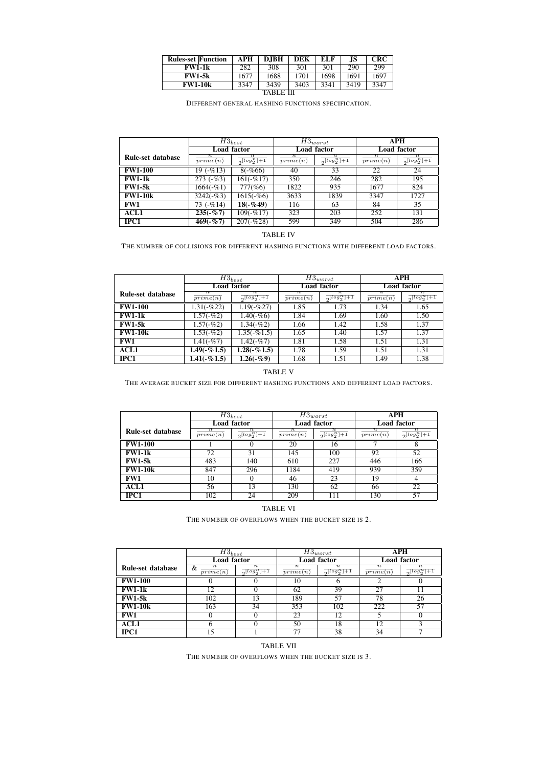| Rules-set Function | APH | DJBH | DEK | ELF | JS | CRC |
|---|---|---|---|---|---|---|
| **FW1-1k** | 282 | 308 | 301 | 301 | 290 | 299 |
| **FW1-5k** | 1677 | 1688 | 1701 | 1698 | 1691 | 1697 |
| **FW1-10k** | 3347 | 3439 | 3403 | 3341 | 3419 | 3347 |

TABLE III

DIFFERENT GENERAL HASHING FUNCTIONS SPECIFICATION.

| | $H3_{best}$ | | $H3_{worst}$ | | **APH** | |
|---|---|---|---|---|---|---|
| | **Load factor** | | **Load factor** | | **Load factor** | |
| **Rule-set database** | $\frac{n}{prime(n)}$ | $\frac{n}{2^{\lceil log_2^n \rceil + 1}}$ | $\frac{n}{prime(n)}$ | $\frac{n}{2^{\lceil log_2^n \rceil + 1}}$ | $\frac{n}{prime(n)}$ | $\frac{n}{2^{\lceil log_2^n \rceil + 1}}$ |
| **FW1-100** | 19 (-%13) | 8(-%66) | 40 | 33 | 22 | 24 |
| **FW1-1k** | 273 (-%3) | 161(-%17) | 350 | 246 | 282 | 195 |
| **FW1-5k** | 1664(-%1) | 777(%6) | 1822 | 935 | 1677 | 824 |
| **FW1-10k** | 3242(-%3) | 1615(-%6) | 3633 | 1839 | 3347 | 1727 |
| **FW1** | 73 (-%14) | **18(-%49)** | 116 | 63 | 84 | 35 |
| **ACL1** | **235(-%7)** | 109(-%17) | 323 | 203 | 252 | 131 |
| **IPC1** | **469(-%7)** | 207(-%28) | 599 | 349 | 504 | 286 |

TABLE IV

THE NUMBER OF COLLISIONS FOR DIFFERENT HASHING FUNCTIONS WITH DIFFERENT LOAD FACTORS.

| | $H3_{best}$ | | $H3_{worst}$ | | **APH** | |
|---|---|---|---|---|---|---|
| | **Load factor** | | **Load factor** | | **Load factor** | |
| **Rule-set database** | $\frac{n}{prime(n)}$ | $\frac{n}{2^{\lceil log_2^n \rceil + 1}}$ | $\frac{n}{prime(n)}$ | $\frac{n}{2^{\lceil log_2^n \rceil + 1}}$ | $\frac{n}{prime(n)}$ | $\frac{n}{2^{\lceil log_2^n \rceil + 1}}$ |
| **FW1-100** | 1.31(-%22) | 1.19(-%27) | 1.85 | 1.73 | 1.34 | 1.65 |
| **FW1-1k** | 1.57(-%2) | 1.40(-%6) | 1.84 | 1.69 | 1.60 | 1.50 |
| **FW1-5k** | 1.57(-%2) | 1.34(-%2) | 1.66 | 1.42 | 1.58 | 1.37 |
| **FW1-10k** | 1.53(-%2) | 1.35(-%1.5) | 1.65 | 1.40 | 1.57 | 1.37 |
| **FW1** | 1.41(-%7) | 1.42(-%7) | 1.81 | 1.58 | 1.51 | 1.31 |
| **ACL1** | **1.49(-%1.5)** | **1.28(-%1.5)** | 1.78 | 1.59 | 1.51 | 1.31 |
| **IPC1** | **1.41(-%1.5)** | **1.26(-%9)** | 1.68 | 1.51 | 1.49 | 1.38 |

TABLE V

THE AVERAGE BUCKET SIZE FOR DIFFERENT HASHING FUNCTIONS AND DIFFERENT LOAD FACTORS.

| | $H3_{best}$ | | $H3_{worst}$ | | **APH** | |
|---|---|---|---|---|---|---|
| | **Load factor** | | **Load factor** | | **Load factor** | |
| **Rule-set database** | $\frac{n}{prime(n)}$ | $\frac{n}{2^{\lceil log_2^n \rceil + 1}}$ | $\frac{n}{prime(n)}$ | $\frac{n}{2^{\lceil log_2^n \rceil + 1}}$ | $\frac{n}{prime(n)}$ | $\frac{n}{2^{\lceil log_2^n \rceil + 1}}$ |
| **FW1-100** | 1 | 0 | 20 | 16 | 7 | 8 |
| **FW1-1k** | 72 | 31 | 145 | 100 | 92 | 52 |
| **FW1-5k** | 483 | 140 | 610 | 227 | 446 | 166 |
| **FW1-10k** | 847 | 296 | 1184 | 419 | 939 | 359 |
| **FW1** | 10 | 0 | 46 | 23 | 19 | 4 |
| **ACL1** | 56 | 13 | 130 | 62 | 66 | 22 |
| **IPC1** | 102 | 24 | 209 | 111 | 130 | 57 |

TABLE VI

THE NUMBER OF OVERFLOWS WHEN THE BUCKET SIZE IS 2.

| | $H3_{best}$ | | $H3_{worst}$ | | **APH** | |
|---|---|---|---|---|---|---|
| | **Load factor** | | **Load factor** | | **Load factor** | |
| **Rule-set database** | & $\frac{n}{prime(n)}$ | $\frac{n}{2^{\lceil log_2^n \rceil + 1}}$ | $\frac{n}{prime(n)}$ | $\frac{n}{2^{\lceil log_2^n \rceil + 1}}$ | $\frac{n}{prime(n)}$ | $\frac{n}{2^{\lceil log_2^n \rceil + 1}}$ |
| **FW1-100** | 0 | 0 | 10 | 6 | 2 | 0 |
| **FW1-1k** | 12 | 0 | 62 | 39 | 27 | 11 |
| **FW1-5k** | 102 | 13 | 189 | 57 | 78 | 26 |
| **FW1-10k** | 163 | 34 | 353 | 102 | 222 | 57 |
| **FW1** | 0 | 0 | 23 | 12 | 5 | 0 |
| **ACL1** | 6 | 0 | 50 | 18 | 12 | 3 |
| **IPC1** | 15 | 1 | 77 | 38 | 34 | 7 |

TABLE VII

THE NUMBER OF OVERFLOWS WHEN THE BUCKET SIZE IS 3.